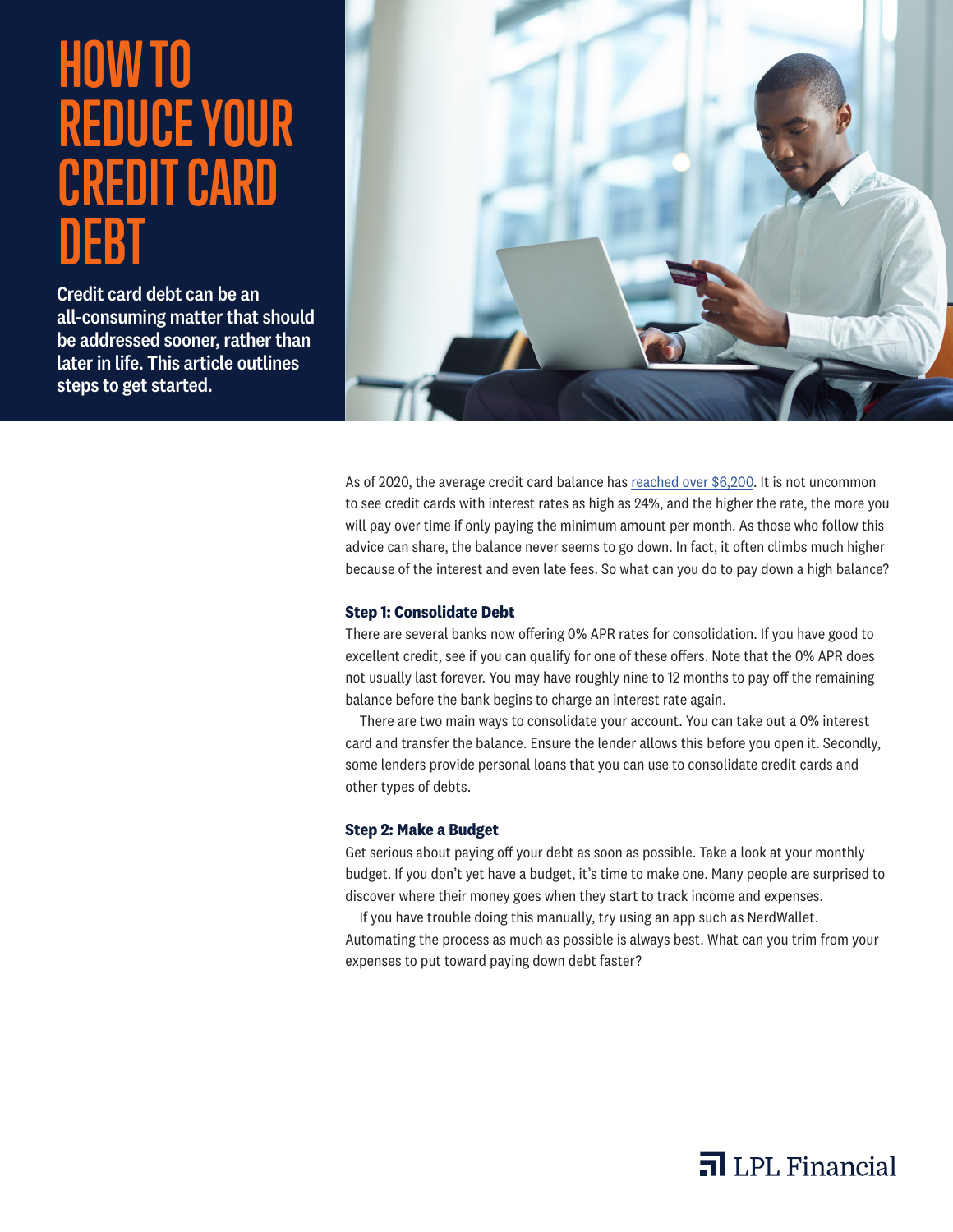# HOW TO REDUCE YOUR CREDIT CARD DEBT

**Credit card debt can be an all-consuming matter that should be addressed sooner, rather than later in life. This article outlines steps to get started.**

As of 2020, the average credit card balance has reached over $6,200. It is not uncommon to see credit cards with interest rates as high as 24%, and the higher the rate, the more you will pay over time if only paying the minimum amount per month. As those who follow this advice can share, the balance never seems to go down. In fact, it often climbs much higher because of the interest and even late fees. So what can you do to pay down a high balance?

### Step 1: Consolidate Debt

There are several banks now offering 0% APR rates for consolidation. If you have good to excellent credit, see if you can qualify for one of these offers. Note that the 0% APR does not usually last forever. You may have roughly nine to 12 months to pay off the remaining balance before the bank begins to charge an interest rate again.

There are two main ways to consolidate your account. You can take out a 0% interest card and transfer the balance. Ensure the lender allows this before you open it. Secondly, some lenders provide personal loans that you can use to consolidate credit cards and other types of debts.

### Step 2: Make a Budget

Get serious about paying off your debt as soon as possible. Take a look at your monthly budget. If you don't yet have a budget, it's time to make one. Many people are surprised to discover where their money goes when they start to track income and expenses.

If you have trouble doing this manually, try using an app such as NerdWallet. Automating the process as much as possible is always best. What can you trim from your expenses to put toward paying down debt faster?

LPL Financial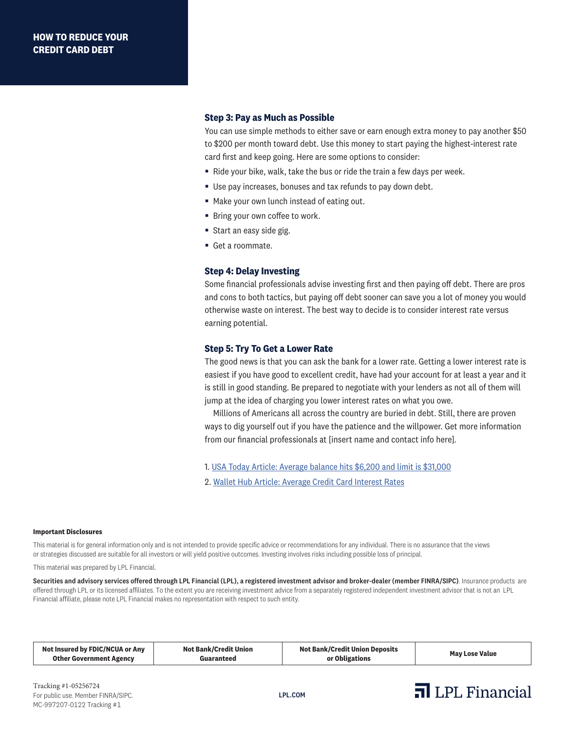### Step 3: Pay as Much as Possible

You can use simple methods to either save or earn enough extra money to pay another $50 to $200 per month toward debt. Use this money to start paying the highest-interest rate card first and keep going. Here are some options to consider:

- Ride your bike, walk, take the bus or ride the train a few days per week.
- Use pay increases, bonuses and tax refunds to pay down debt.
- Make your own lunch instead of eating out.
- Bring your own coffee to work.
- Start an easy side gig.
- Get a roommate.

### Step 4: Delay Investing

Some financial professionals advise investing first and then paying off debt. There are pros and cons to both tactics, but paying off debt sooner can save you a lot of money you would otherwise waste on interest. The best way to decide is to consider interest rate versus earning potential.

### Step 5: Try To Get a Lower Rate

The good news is that you can ask the bank for a lower rate. Getting a lower interest rate is easiest if you have good to excellent credit, have had your account for at least a year and it is still in good standing. Be prepared to negotiate with your lenders as not all of them will jump at the idea of charging you lower interest rates on what you owe.

Millions of Americans all across the country are buried in debt. Still, there are proven ways to dig yourself out if you have the patience and the willpower. Get more information from our financial professionals at [insert name and contact info here].

1. USA Today Article: Average balance hits $6,200 and limit is $31,000
2. Wallet Hub Article: Average Credit Card Interest Rates

**Important Disclosures**

This material is for general information only and is not intended to provide specific advice or recommendations for any individual. There is no assurance that the views or strategies discussed are suitable for all investors or will yield positive outcomes. Investing involves risks including possible loss of principal.

This material was prepared by LPL Financial.

**Securities and advisory services offered through LPL Financial (LPL), a registered investment advisor and broker-dealer (member FINRA/SIPC)**. Insurance products are offered through LPL or its licensed affiliates. To the extent you are receiving investment advice from a separately registered independent investment advisor that is not an LPL Financial affiliate, please note LPL Financial makes no representation with respect to such entity.

| | | | |
|---|---|---|---|
| **Not Insured by FDIC/NCUA or Any Other Government Agency** | **Not Bank/Credit Union Guaranteed** | **Not Bank/Credit Union Deposits or Obligations** | **May Lose Value** |

Tracking #1-05256724
For public use. Member FINRA/SIPC.
MC-997207-0122 Tracking #1

LPL.COM

LPL Financial